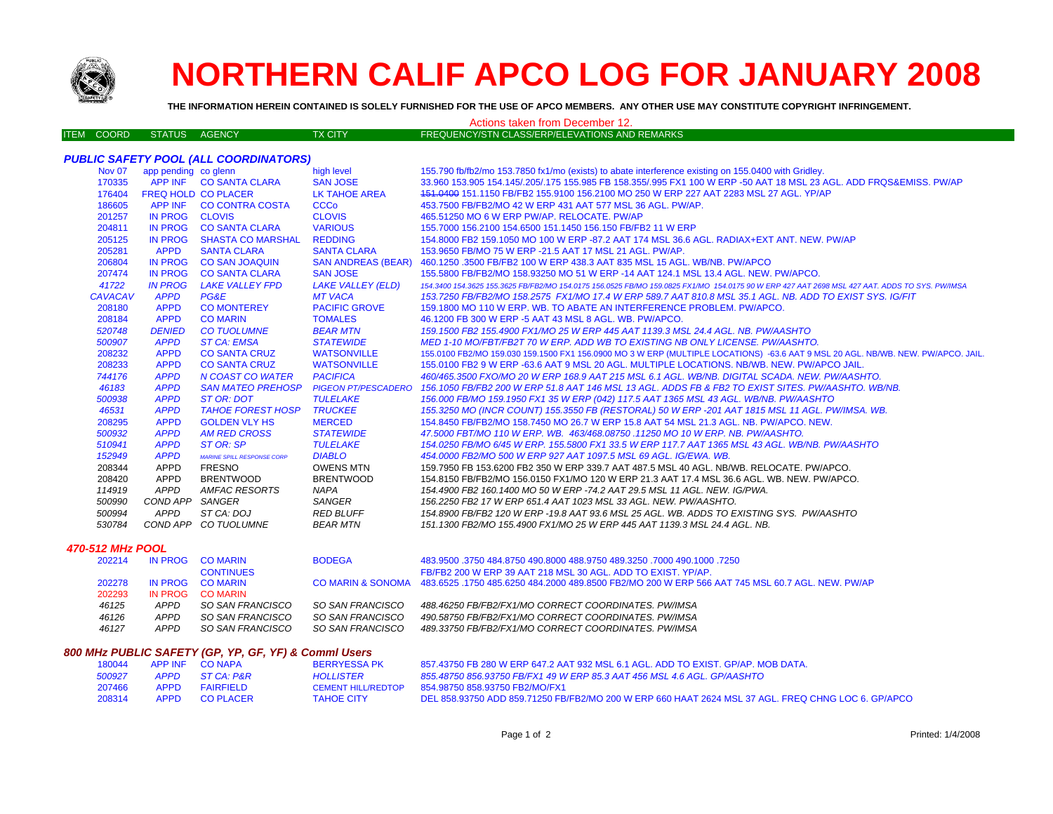# NORTHERN CALIF APCO LOG FOR JANUARY 2008

**THE INFORMATION HEREIN CONTAINED IS SOLELY FURNISHED FOR THE USE OF APCO MEMBERS. ANY OTHER USE MAY CONSTITUTE COPYRIGHT INFRINGEMENT.**

Actions taken from December 12.

| ITEM COORD | STATUS | AGENCY | TX CITY | FREQUENCY/STN CLASS/ERP/ELEVATIONS AND REMARKS |
|---|---|---|---|---|
| ***PUBLIC SAFETY POOL (ALL COORDINATORS)*** | | | | |
| Nov 07 | app pending | co glenn | high level | 155.790 fb/fb2/mo 153.7850 fx1/mo (exists) to abate interference existing on 155.0400 with Gridley. |
| 170335 | APP INF | CO SANTA CLARA | SAN JOSE | 33.960 153.905 154.145/.205/.175 155.985 FB 158.355/.995 FX1 100 W ERP -50 AAT 18 MSL 23 AGL. ADD FRQS&EMISS. PW/AP |
| 176404 | FREQ HOLD | CO PLACER | LK TAHOE AREA | ~~151.0400~~ 151.1150 FB/FB2 155.9100 156.2100 MO 250 W ERP 227 AAT 2283 MSL 27 AGL. YP/AP |
| 186605 | APP INF | CO CONTRA COSTA | CCCo | 453.7500 FB/FB2/MO 42 W ERP 431 AAT 577 MSL 36 AGL. PW/AP. |
| 201257 | IN PROG | CLOVIS | CLOVIS | 465.51250 MO 6 W ERP PW/AP. RELOCATE. PW/AP |
| 204811 | IN PROG | CO SANTA CLARA | VARIOUS | 155.7000 156.2100 154.6500 151.1450 156.150 FB/FB2 11 W ERP |
| 205125 | IN PROG | SHASTA CO MARSHAL | REDDING | 154.8000 FB2 159.1050 MO 100 W ERP -87.2 AAT 174 MSL 36.6 AGL. RADIAX+EXT ANT. NEW. PW/AP |
| 205281 | APPD | SANTA CLARA | SANTA CLARA | 153.9650 FB/MO 75 W ERP -21.5 AAT 17 MSL 21 AGL. PW/AP. |
| 206804 | IN PROG | CO SAN JOAQUIN | SAN ANDREAS (BEAR) | 460.1250 .3500 FB/FB2 100 W ERP 438.3 AAT 835 MSL 15 AGL. WB/NB. PW/APCO |
| 207474 | IN PROG | CO SANTA CLARA | SAN JOSE | 155.5800 FB/FB2/MO 158.93250 MO 51 W ERP -14 AAT 124.1 MSL 13.4 AGL. NEW. PW/APCO. |
| *41722* | *IN PROG* | *LAKE VALLEY FPD* | *LAKE VALLEY (ELD)* | *154.3400 154.3625 155.3625 FB/FB2/MO 154.0175 156.0525 FB/MO 159.0825 FX1/MO 154.0175 90 W ERP 427 AAT 2698 MSL 427 AAT. ADDS TO SYS. PW/IMSA* |
| *CAVACAV* | *APPD* | *PG&E* | *MT VACA* | *153.7250 FB/FB2/MO 158.2575 FX1/MO 17.4 W ERP 589.7 AAT 810.8 MSL 35.1 AGL. NB. ADD TO EXIST SYS. IG/FIT* |
| 208180 | APPD | CO MONTEREY | PACIFIC GROVE | 159.1800 MO 110 W ERP. WB. TO ABATE AN INTERFERENCE PROBLEM. PW/APCO. |
| 208184 | APPD | CO MARIN | TOMALES | 46.1200 FB 300 W ERP -5 AAT 43 MSL 8 AGL. WB. PW/APCO. |
| *520748* | *DENIED* | *CO TUOLUMNE* | *BEAR MTN* | *159.1500 FB2 155.4900 FX1/MO 25 W ERP 445 AAT 1139.3 MSL 24.4 AGL. NB. PW/AASHTO* |
| *500907* | *APPD* | *ST CA: EMSA* | *STATEWIDE* | *MED 1-10 MO/FBT/FB2T 70 W ERP. ADD WB TO EXISTING NB ONLY LICENSE. PW/AASHTO.* |
| 208232 | APPD | CO SANTA CRUZ | WATSONVILLE | 155.0100 FB2/MO 159.030 159.1500 FX1 156.0900 MO 3 W ERP (MULTIPLE LOCATIONS) -63.6 AAT 9 MSL 20 AGL. NB/WB. NEW. PW/APCO. JAIL. |
| 208233 | APPD | CO SANTA CRUZ | WATSONVILLE | 155.0100 FB2 9 W ERP -63.6 AAT 9 MSL 20 AGL. MULTIPLE LOCATIONS. NB/WB. NEW. PW/APCO JAIL. |
| *744176* | *APPD* | *N COAST CO WATER* | *PACIFICA* | *460/465.3500 FXO/MO 20 W ERP 168.9 AAT 215 MSL 6.1 AGL. WB/NB. DIGITAL SCADA. NEW. PW/AASHTO.* |
| *46183* | *APPD* | *SAN MATEO PREHOSP* | *PIGEON PT/PESCADERO* | *156.1050 FB/FB2 200 W ERP 51.8 AAT 146 MSL 13 AGL. ADDS FB & FB2 TO EXIST SITES. PW/AASHTO. WB/NB.* |
| *500938* | *APPD* | *ST OR: DOT* | *TULELAKE* | *156.000 FB/MO 159.1950 FX1 35 W ERP (042) 117.5 AAT 1365 MSL 43 AGL. WB/NB. PW/AASHTO* |
| *46531* | *APPD* | *TAHOE FOREST HOSP* | *TRUCKEE* | *155.3250 MO (INCR COUNT) 155.3550 FB (RESTORAL) 50 W ERP -201 AAT 1815 MSL 11 AGL. PW/IMSA. WB.* |
| 208295 | APPD | GOLDEN VLY HS | MERCED | 154.8450 FB/FB2/MO 158.7450 MO 26.7 W ERP 15.8 AAT 54 MSL 21.3 AGL. NB. PW/APCO. NEW. |
| *500932* | *APPD* | *AM RED CROSS* | *STATEWIDE* | *47.5000 FBT/MO 110 W ERP. WB. 463/468.08750 .11250 MO 10 W ERP. NB. PW/AASHTO.* |
| *510941* | *APPD* | *ST OR: SP* | *TULELAKE* | *154.0250 FB/MO 6/45 W ERP. 155.5800 FX1 33.5 W ERP 117.7 AAT 1365 MSL 43 AGL. WB/NB. PW/AASHTO* |
| *152949* | *APPD* | *MARINE SPILL RESPONSE CORP* | *DIABLO* | *454.0000 FB2/MO 500 W ERP 927 AAT 1097.5 MSL 69 AGL. IG/EWA. WB.* |
| 208344 | APPD | FRESNO | OWENS MTN | 159.7950 FB 153.6200 FB2 350 W ERP 339.7 AAT 487.5 MSL 40 AGL. NB/WB. RELOCATE. PW/APCO. |
| 208420 | APPD | BRENTWOOD | BRENTWOOD | 154.8150 FB/FB2/MO 156.0150 FX1/MO 120 W ERP 21.3 AAT 17.4 MSL 36.6 AGL. WB. NEW. PW/APCO. |
| *114919* | *APPD* | *AMFAC RESORTS* | *NAPA* | *154.4900 FB2 160.1400 MO 50 W ERP -74.2 AAT 29.5 MSL 11 AGL. NEW. IG/PWA.* |
| *500990* | *COND APP* | *SANGER* | *SANGER* | *156.2250 FB2 17 W ERP 651.4 AAT 1023 MSL 33 AGL. NEW. PW/AASHTO.* |
| *500994* | *APPD* | *ST CA: DOJ* | *RED BLUFF* | *154.8900 FB/FB2 120 W ERP -19.8 AAT 93.6 MSL 25 AGL. WB. ADDS TO EXISTING SYS. PW/AASHTO* |
| *530784* | *COND APP* | *CO TUOLUMNE* | *BEAR MTN* | *151.1300 FB2/MO 155.4900 FX1/MO 25 W ERP 445 AAT 1139.3 MSL 24.4 AGL. NB.* |
| ***470-512 MHz POOL*** | | | | |
| 202214 | IN PROG | CO MARIN | BODEGA | 483.9500 .3750 484.8750 490.8000 488.9750 489.3250 .7000 490.1000 .7250 |
| | | CONTINUES | | FB/FB2 200 W ERP 39 AAT 218 MSL 30 AGL. ADD TO EXIST. YP/AP. |
| 202278 | IN PROG | CO MARIN | CO MARIN & SONOMA | 483.6525 .1750 485.6250 484.2000 489.8500 FB2/MO 200 W ERP 566 AAT 745 MSL 60.7 AGL. NEW. PW/AP |
| 202293 | IN PROG | CO MARIN | | |
| *46125* | *APPD* | *SO SAN FRANCISCO* | *SO SAN FRANCISCO* | *488.46250 FB/FB2/FX1/MO CORRECT COORDINATES. PW/IMSA* |
| *46126* | *APPD* | *SO SAN FRANCISCO* | *SO SAN FRANCISCO* | *490.58750 FB/FB2/FX1/MO CORRECT COORDINATES. PW/IMSA* |
| *46127* | *APPD* | *SO SAN FRANCISCO* | *SO SAN FRANCISCO* | *489.33750 FB/FB2/FX1/MO CORRECT COORDINATES. PW/IMSA* |
| ***800 MHz PUBLIC SAFETY (GP, YP, GF, YF) & Comml Users*** | | | | |
| 180044 | APP INF | CO NAPA | BERRYESSA PK | 857.43750 FB 280 W ERP 647.2 AAT 932 MSL 6.1 AGL. ADD TO EXIST. GP/AP. MOB DATA. |
| *500927* | *APPD* | *ST CA: P&R* | *HOLLISTER* | *855.48750 856.93750 FB/FX1 49 W ERP 85.3 AAT 456 MSL 4.6 AGL. GP/AASHTO* |
| 207466 | APPD | FAIRFIELD | CEMENT HILL/REDTOP | 854.98750 858.93750 FB2/MO/FX1 |
| 208314 | APPD | CO PLACER | TAHOE CITY | DEL 858.93750 ADD 859.71250 FB/FB2/MO 200 W ERP 660 HAAT 2624 MSL 37 AGL. FREQ CHNG LOC 6. GP/APCO |

Printed: 1/4/2008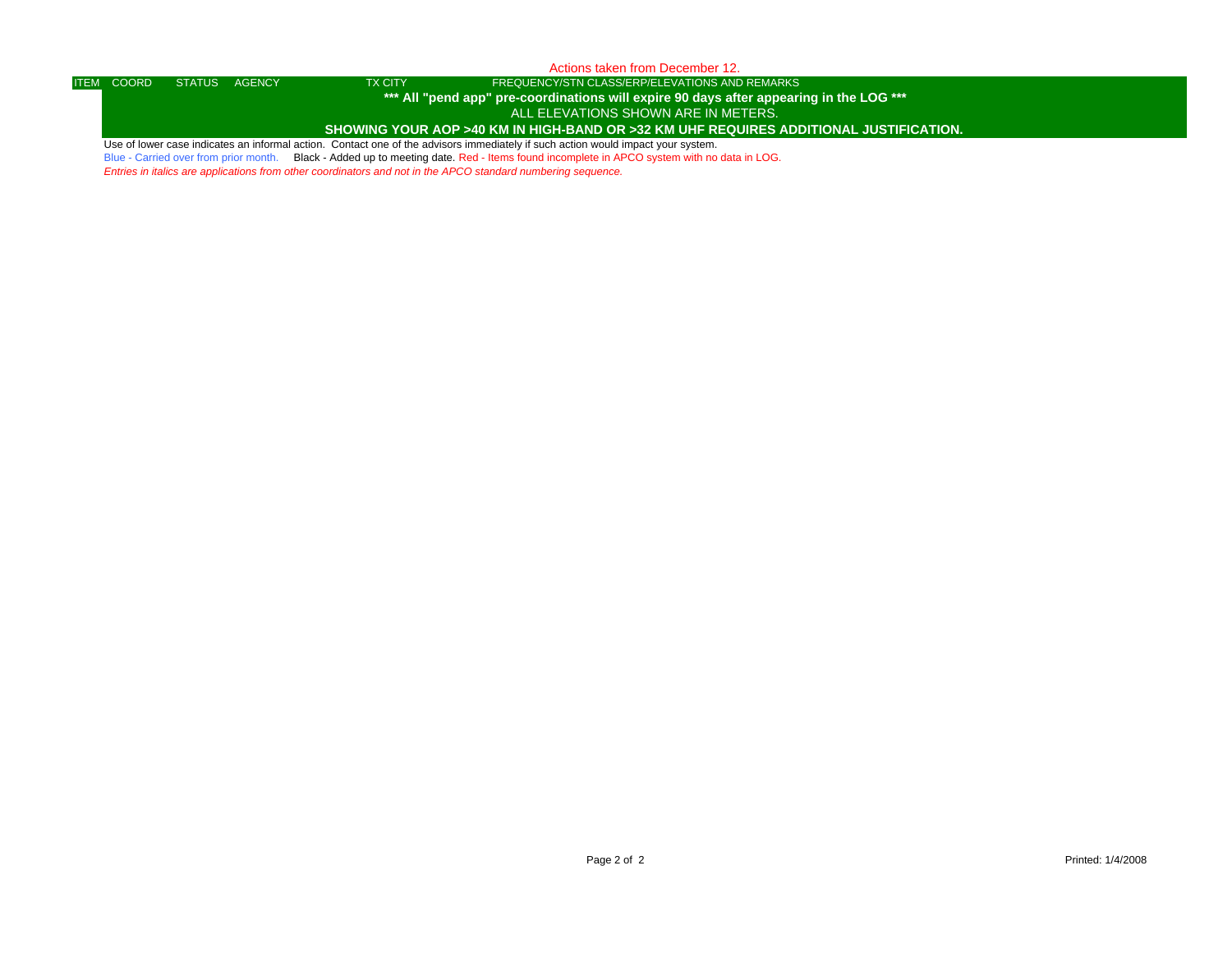Actions taken from December 12.

| ITEM | COORD | STATUS | AGENCY | TX CITY | FREQUENCY/STN CLASS/ERP/ELEVATIONS AND REMARKS |
|---|---|---|---|---|---|

**\*\*\* All "pend app" pre-coordinations will expire 90 days after appearing in the LOG \*\*\***

ALL ELEVATIONS SHOWN ARE IN METERS.

**SHOWING YOUR AOP >40 KM IN HIGH-BAND OR >32 KM UHF REQUIRES ADDITIONAL JUSTIFICATION.**

Use of lower case indicates an informal action. Contact one of the advisors immediately if such action would impact your system.

Blue - Carried over from prior month. Black - Added up to meeting date. Red - Items found incomplete in APCO system with no data in LOG.

*Entries in italics are applications from other coordinators and not in the APCO standard numbering sequence.*

Printed: 1/4/2008